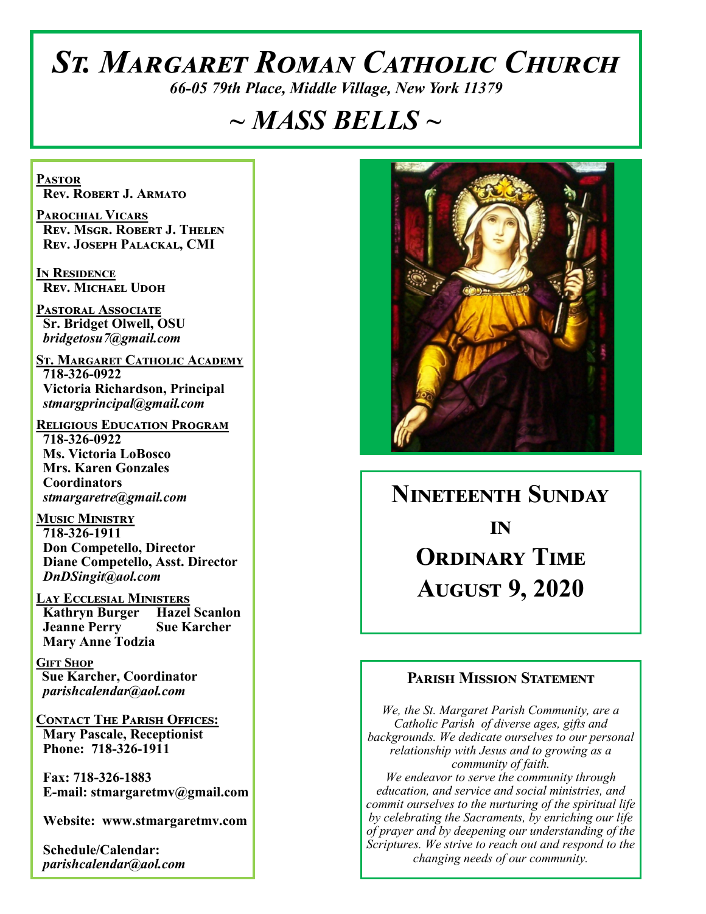# St. Margaret Roman Catholic Church

*66-05 79th Place, Middle Village, New York 11379*

## ~ MASS BELLS ~

**Pastor**
Rev. Robert J. Armato

**Parochial Vicars**
Rev. Msgr. Robert J. Thelen
Rev. Joseph Palackal, CMI

**In Residence**
Rev. Michael Udoh

**Pastoral Associate**
Sr. Bridget Olwell, OSU
*bridgetosu7@gmail.com*

**St. Margaret Catholic Academy**
718-326-0922
Victoria Richardson, Principal
*stmargprincipal@gmail.com*

**Religious Education Program**
718-326-0922
Ms. Victoria LoBosco
Mrs. Karen Gonzales
Coordinators
*stmargaretre@gmail.com*

**Music Ministry**
718-326-1911
Don Competello, Director
Diane Competello, Asst. Director
*DnDSingit@aol.com*

**Lay Ecclesial Ministers**
Kathryn Burger
Hazel Scanlon
Jeanne Perry
Sue Karcher
Mary Anne Todzia

**Gift Shop**
Sue Karcher, Coordinator
*parishcalendar@aol.com*

**Contact The Parish Offices:**
Mary Pascale, Receptionist
Phone: 718-326-1911

Fax: 718-326-1883
E-mail: stmargaretmv@gmail.com

Website: www.stmargaretmv.com

Schedule/Calendar:
*parishcalendar@aol.com*

## Nineteenth Sunday in Ordinary Time
## August 9, 2020

### Parish Mission Statement

*We, the St. Margaret Parish Community, are a Catholic Parish of diverse ages, gifts and backgrounds. We dedicate ourselves to our personal relationship with Jesus and to growing as a community of faith.*
*We endeavor to serve the community through education, and service and social ministries, and commit ourselves to the nurturing of the spiritual life by celebrating the Sacraments, by enriching our life of prayer and by deepening our understanding of the Scriptures. We strive to reach out and respond to the changing needs of our community.*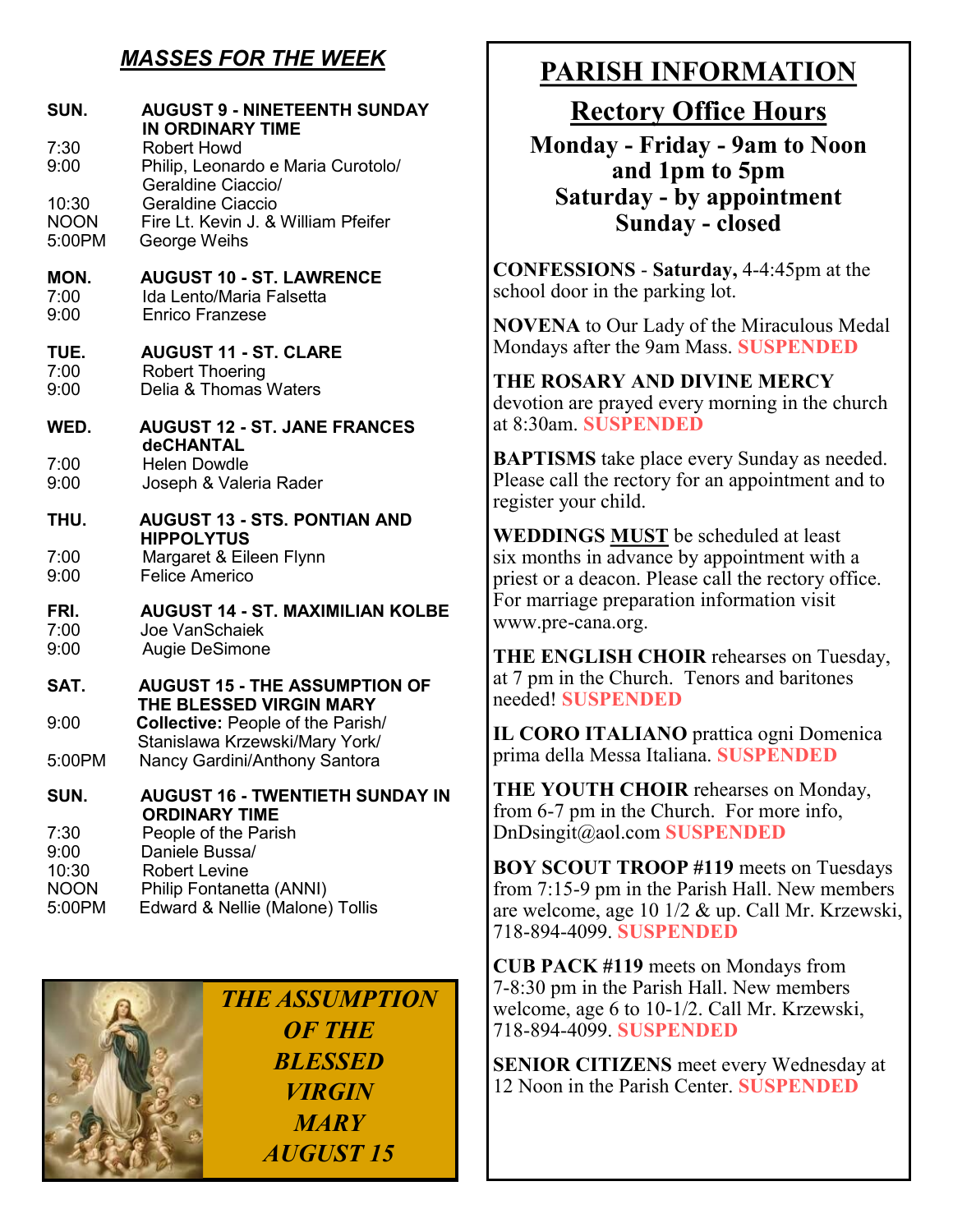## *MASSES FOR THE WEEK*

**SUN. — AUGUST 9 - NINETEENTH SUNDAY IN ORDINARY TIME**
- 7:30 — Robert Howd
- 9:00 — Philip, Leonardo e Maria Curotolo/ Geraldine Ciaccio/
- 10:30 — Geraldine Ciaccio
- NOON — Fire Lt. Kevin J. & William Pfeifer
- 5:00PM — George Weihs

**MON. — AUGUST 10 - ST. LAWRENCE**
- 7:00 — Ida Lento/Maria Falsetta
- 9:00 — Enrico Franzese

**TUE. — AUGUST 11 - ST. CLARE**
- 7:00 — Robert Thoering
- 9:00 — Delia & Thomas Waters

**WED. — AUGUST 12 - ST. JANE FRANCES deCHANTAL**
- 7:00 — Helen Dowdle
- 9:00 — Joseph & Valeria Rader

**THU. — AUGUST 13 - STS. PONTIAN AND HIPPOLYTUS**
- 7:00 — Margaret & Eileen Flynn
- 9:00 — Felice Americo

**FRI. — AUGUST 14 - ST. MAXIMILIAN KOLBE**
- 7:00 — Joe VanSchaiek
- 9:00 — Augie DeSimone

**SAT. — AUGUST 15 - THE ASSUMPTION OF THE BLESSED VIRGIN MARY**
- 9:00 — **Collective:** People of the Parish/ Stanislawa Krzewski/Mary York/
- 5:00PM — Nancy Gardini/Anthony Santora

**SUN. — AUGUST 16 - TWENTIETH SUNDAY IN ORDINARY TIME**
- 7:30 — People of the Parish
- 9:00 — Daniele Bussa/
- 10:30 — Robert Levine
- NOON — Philip Fontanetta (ANNI)
- 5:00PM — Edward & Nellie (Malone) Tollis

***THE ASSUMPTION OF THE BLESSED VIRGIN MARY AUGUST 15***

# PARISH INFORMATION

## Rectory Office Hours

**Monday - Friday - 9am to Noon and 1pm to 5pm**
**Saturday - by appointment**
**Sunday - closed**

**CONFESSIONS** - **Saturday,** 4-4:45pm at the school door in the parking lot.

**NOVENA** to Our Lady of the Miraculous Medal Mondays after the 9am Mass. **SUSPENDED**

**THE ROSARY AND DIVINE MERCY** devotion are prayed every morning in the church at 8:30am. **SUSPENDED**

**BAPTISMS** take place every Sunday as needed. Please call the rectory for an appointment and to register your child.

**WEDDINGS MUST** be scheduled at least six months in advance by appointment with a priest or a deacon. Please call the rectory office. For marriage preparation information visit www.pre-cana.org.

**THE ENGLISH CHOIR** rehearses on Tuesday, at 7 pm in the Church. Tenors and baritones needed! **SUSPENDED**

**IL CORO ITALIANO** prattica ogni Domenica prima della Messa Italiana. **SUSPENDED**

**THE YOUTH CHOIR** rehearses on Monday, from 6-7 pm in the Church. For more info, DnDsingit@aol.com **SUSPENDED**

**BOY SCOUT TROOP #119** meets on Tuesdays from 7:15-9 pm in the Parish Hall. New members are welcome, age 10 1/2 & up. Call Mr. Krzewski, 718-894-4099. **SUSPENDED**

**CUB PACK #119** meets on Mondays from 7-8:30 pm in the Parish Hall. New members welcome, age 6 to 10-1/2. Call Mr. Krzewski, 718-894-4099. **SUSPENDED**

**SENIOR CITIZENS** meet every Wednesday at 12 Noon in the Parish Center. **SUSPENDED**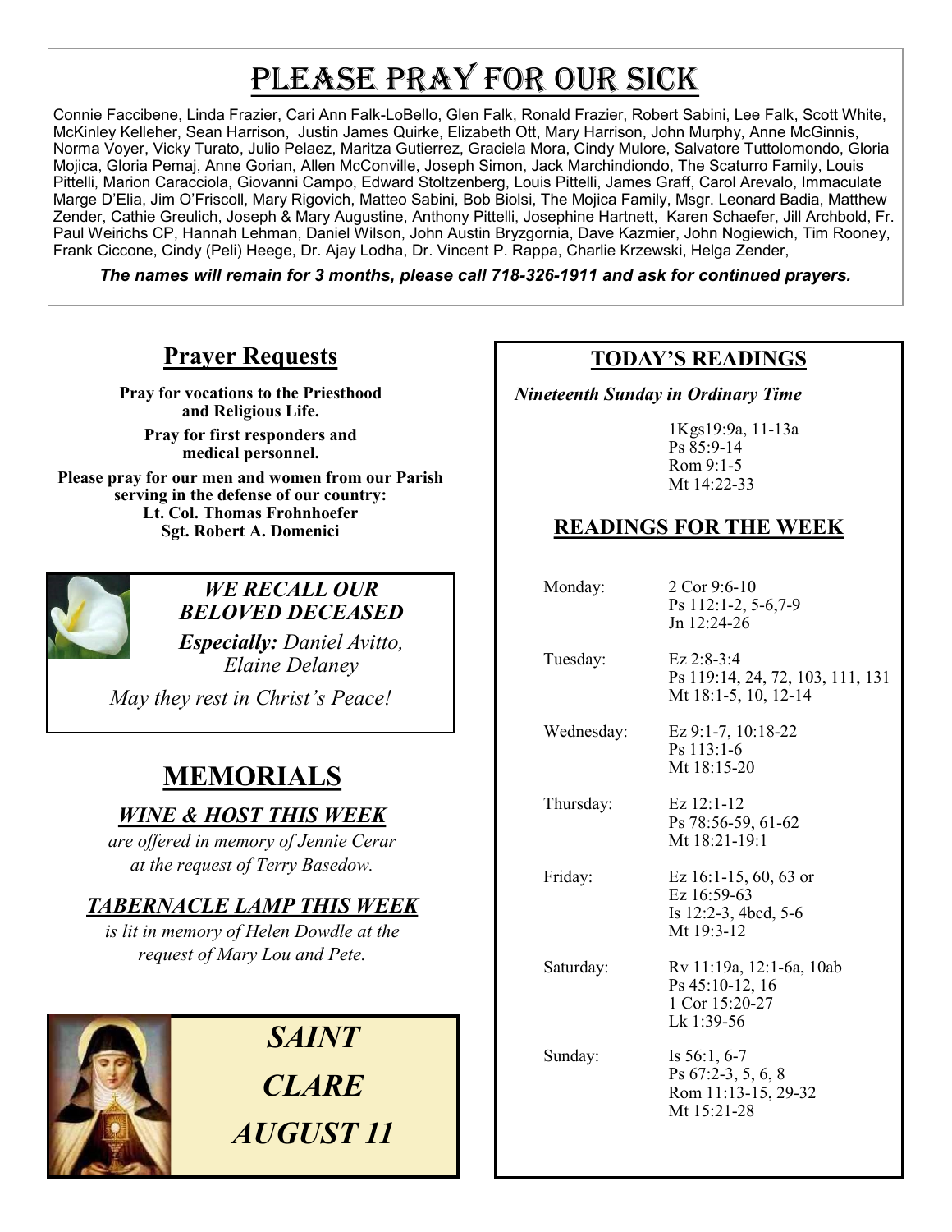# Please Pray for Our Sick

Connie Faccibene, Linda Frazier, Cari Ann Falk-LoBello, Glen Falk, Ronald Frazier, Robert Sabini, Lee Falk, Scott White, McKinley Kelleher, Sean Harrison, Justin James Quirke, Elizabeth Ott, Mary Harrison, John Murphy, Anne McGinnis, Norma Voyer, Vicky Turato, Julio Pelaez, Maritza Gutierrez, Graciela Mora, Cindy Mulore, Salvatore Tuttolomondo, Gloria Mojica, Gloria Pemaj, Anne Gorian, Allen McConville, Joseph Simon, Jack Marchindiondo, The Scaturro Family, Louis Pittelli, Marion Caracciola, Giovanni Campo, Edward Stoltzenberg, Louis Pittelli, James Graff, Carol Arevalo, Immaculate Marge D'Elia, Jim O'Friscoll, Mary Rigovich, Matteo Sabini, Bob Biolsi, The Mojica Family, Msgr. Leonard Badia, Matthew Zender, Cathie Greulich, Joseph & Mary Augustine, Anthony Pittelli, Josephine Hartnett, Karen Schaefer, Jill Archbold, Fr. Paul Weirichs CP, Hannah Lehman, Daniel Wilson, John Austin Bryzgornia, Dave Kazmier, John Nogiewich, Tim Rooney, Frank Ciccone, Cindy (Peli) Heege, Dr. Ajay Lodha, Dr. Vincent P. Rappa, Charlie Krzewski, Helga Zender,

***The names will remain for 3 months, please call 718-326-1911 and ask for continued prayers.***

## Prayer Requests

**Pray for vocations to the Priesthood and Religious Life.**

**Pray for first responders and medical personnel.**

**Please pray for our men and women from our Parish serving in the defense of our country:**
**Lt. Col. Thomas Frohnhoefer**
**Sgt. Robert A. Domenici**

### *WE RECALL OUR BELOVED DECEASED*

***Especially:*** *Daniel Avitto, Elaine Delaney*

*May they rest in Christ's Peace!*

## MEMORIALS

### *WINE & HOST THIS WEEK*

*are offered in memory of Jennie Cerar at the request of Terry Basedow.*

### *TABERNACLE LAMP THIS WEEK*

*is lit in memory of Helen Dowdle at the request of Mary Lou and Pete.*

***SAINT CLARE***
***AUGUST 11***

## TODAY'S READINGS

*Nineteenth Sunday in Ordinary Time*

1Kgs19:9a, 11-13a
Ps 85:9-14
Rom 9:1-5
Mt 14:22-33

## READINGS FOR THE WEEK

| | |
|---|---|
| Monday: | 2 Cor 9:6-10<br>Ps 112:1-2, 5-6,7-9<br>Jn 12:24-26 |
| Tuesday: | Ez 2:8-3:4<br>Ps 119:14, 24, 72, 103, 111, 131<br>Mt 18:1-5, 10, 12-14 |
| Wednesday: | Ez 9:1-7, 10:18-22<br>Ps 113:1-6<br>Mt 18:15-20 |
| Thursday: | Ez 12:1-12<br>Ps 78:56-59, 61-62<br>Mt 18:21-19:1 |
| Friday: | Ez 16:1-15, 60, 63 or<br>Ez 16:59-63<br>Is 12:2-3, 4bcd, 5-6<br>Mt 19:3-12 |
| Saturday: | Rv 11:19a, 12:1-6a, 10ab<br>Ps 45:10-12, 16<br>1 Cor 15:20-27<br>Lk 1:39-56 |
| Sunday: | Is 56:1, 6-7<br>Ps 67:2-3, 5, 6, 8<br>Rom 11:13-15, 29-32<br>Mt 15:21-28 |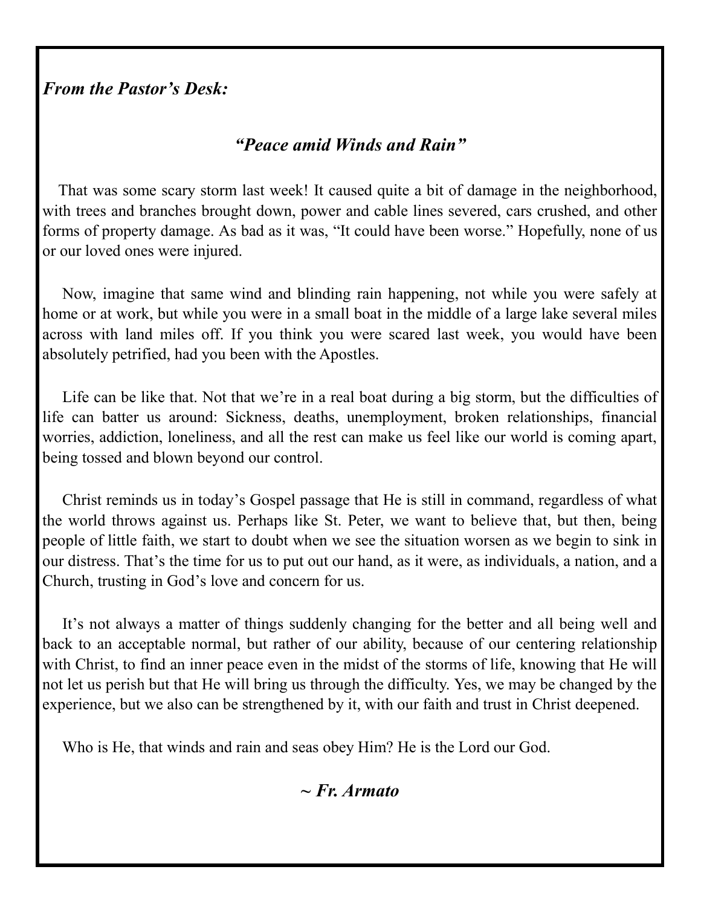***From the Pastor's Desk:***

## ***"Peace amid Winds and Rain"***

That was some scary storm last week! It caused quite a bit of damage in the neighborhood, with trees and branches brought down, power and cable lines severed, cars crushed, and other forms of property damage. As bad as it was, "It could have been worse." Hopefully, none of us or our loved ones were injured.

Now, imagine that same wind and blinding rain happening, not while you were safely at home or at work, but while you were in a small boat in the middle of a large lake several miles across with land miles off. If you think you were scared last week, you would have been absolutely petrified, had you been with the Apostles.

Life can be like that. Not that we're in a real boat during a big storm, but the difficulties of life can batter us around: Sickness, deaths, unemployment, broken relationships, financial worries, addiction, loneliness, and all the rest can make us feel like our world is coming apart, being tossed and blown beyond our control.

Christ reminds us in today's Gospel passage that He is still in command, regardless of what the world throws against us. Perhaps like St. Peter, we want to believe that, but then, being people of little faith, we start to doubt when we see the situation worsen as we begin to sink in our distress. That's the time for us to put out our hand, as it were, as individuals, a nation, and a Church, trusting in God's love and concern for us.

It's not always a matter of things suddenly changing for the better and all being well and back to an acceptable normal, but rather of our ability, because of our centering relationship with Christ, to find an inner peace even in the midst of the storms of life, knowing that He will not let us perish but that He will bring us through the difficulty. Yes, we may be changed by the experience, but we also can be strengthened by it, with our faith and trust in Christ deepened.

Who is He, that winds and rain and seas obey Him? He is the Lord our God.

***~ Fr. Armato***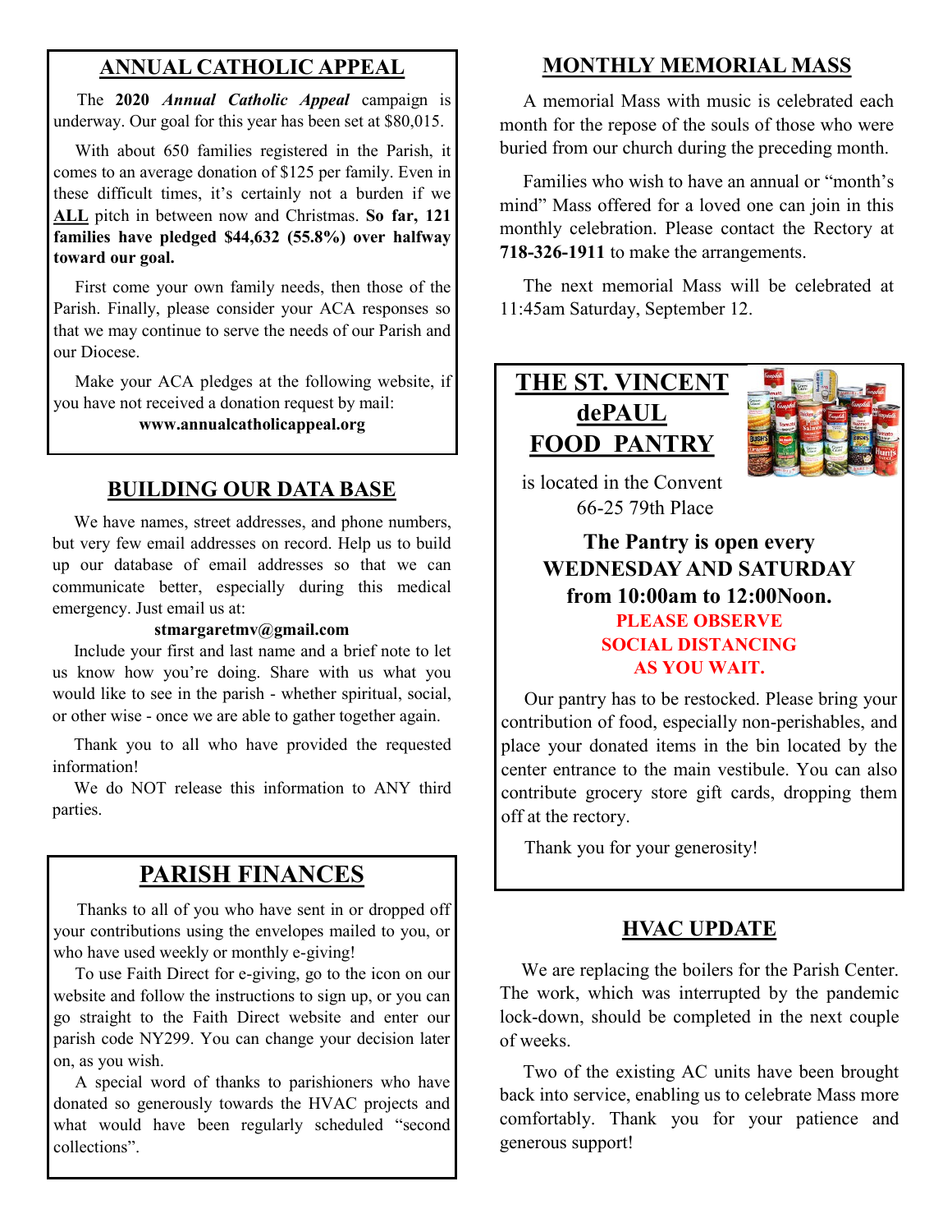## ANNUAL CATHOLIC APPEAL

The **2020 *Annual Catholic Appeal*** campaign is underway. Our goal for this year has been set at $80,015.

With about 650 families registered in the Parish, it comes to an average donation of $125 per family. Even in these difficult times, it's certainly not a burden if we **ALL** pitch in between now and Christmas. **So far, 121 families have pledged $44,632 (55.8%) over halfway toward our goal.**

First come your own family needs, then those of the Parish. Finally, please consider your ACA responses so that we may continue to serve the needs of our Parish and our Diocese.

Make your ACA pledges at the following website, if you have not received a donation request by mail:

**www.annualcatholicappeal.org**

## BUILDING OUR DATA BASE

We have names, street addresses, and phone numbers, but very few email addresses on record. Help us to build up our database of email addresses so that we can communicate better, especially during this medical emergency. Just email us at:

**stmargaretmv@gmail.com**

Include your first and last name and a brief note to let us know how you're doing. Share with us what you would like to see in the parish - whether spiritual, social, or other wise - once we are able to gather together again.

Thank you to all who have provided the requested information!

We do NOT release this information to ANY third parties.

## PARISH FINANCES

Thanks to all of you who have sent in or dropped off your contributions using the envelopes mailed to you, or who have used weekly or monthly e-giving!

To use Faith Direct for e-giving, go to the icon on our website and follow the instructions to sign up, or you can go straight to the Faith Direct website and enter our parish code NY299. You can change your decision later on, as you wish.

A special word of thanks to parishioners who have donated so generously towards the HVAC projects and what would have been regularly scheduled "second collections".

## MONTHLY MEMORIAL MASS

A memorial Mass with music is celebrated each month for the repose of the souls of those who were buried from our church during the preceding month.

Families who wish to have an annual or "month's mind" Mass offered for a loved one can join in this monthly celebration. Please contact the Rectory at **718-326-1911** to make the arrangements.

The next memorial Mass will be celebrated at 11:45am Saturday, September 12.

## THE ST. VINCENT dePAUL FOOD PANTRY

is located in the Convent
66-25 79th Place

**The Pantry is open every WEDNESDAY AND SATURDAY from 10:00am to 12:00Noon.**

**PLEASE OBSERVE SOCIAL DISTANCING AS YOU WAIT.**

Our pantry has to be restocked. Please bring your contribution of food, especially non-perishables, and place your donated items in the bin located by the center entrance to the main vestibule. You can also contribute grocery store gift cards, dropping them off at the rectory.

Thank you for your generosity!

## HVAC UPDATE

We are replacing the boilers for the Parish Center. The work, which was interrupted by the pandemic lock-down, should be completed in the next couple of weeks.

Two of the existing AC units have been brought back into service, enabling us to celebrate Mass more comfortably. Thank you for your patience and generous support!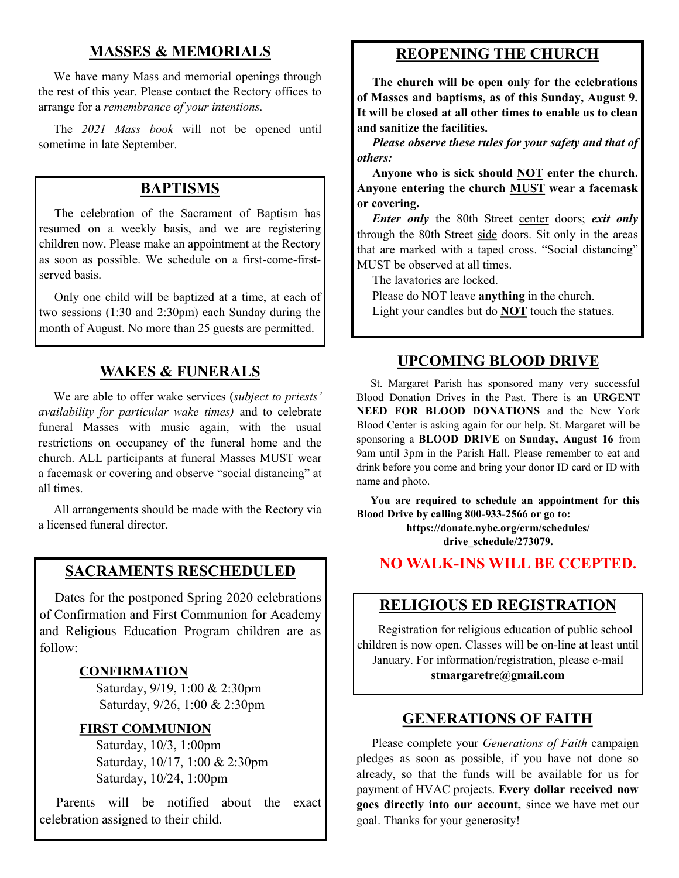## MASSES & MEMORIALS

We have many Mass and memorial openings through the rest of this year. Please contact the Rectory offices to arrange for a *remembrance of your intentions.*

The *2021 Mass book* will not be opened until sometime in late September.

## BAPTISMS

The celebration of the Sacrament of Baptism has resumed on a weekly basis, and we are registering children now. Please make an appointment at the Rectory as soon as possible. We schedule on a first-come-first-served basis.

Only one child will be baptized at a time, at each of two sessions (1:30 and 2:30pm) each Sunday during the month of August. No more than 25 guests are permitted.

## WAKES & FUNERALS

We are able to offer wake services (*subject to priests' availability for particular wake times)* and to celebrate funeral Masses with music again, with the usual restrictions on occupancy of the funeral home and the church. ALL participants at funeral Masses MUST wear a facemask or covering and observe "social distancing" at all times.

All arrangements should be made with the Rectory via a licensed funeral director.

## SACRAMENTS RESCHEDULED

Dates for the postponed Spring 2020 celebrations of Confirmation and First Communion for Academy and Religious Education Program children are as follow:

### CONFIRMATION

Saturday, 9/19, 1:00 & 2:30pm
Saturday, 9/26, 1:00 & 2:30pm

### FIRST COMMUNION

Saturday, 10/3, 1:00pm
Saturday, 10/17, 1:00 & 2:30pm
Saturday, 10/24, 1:00pm

Parents will be notified about the exact celebration assigned to their child.

## REOPENING THE CHURCH

**The church will be open only for the celebrations of Masses and baptisms, as of this Sunday, August 9. It will be closed at all other times to enable us to clean and sanitize the facilities.**

***Please observe these rules for your safety and that of others:***

**Anyone who is sick should NOT enter the church. Anyone entering the church MUST wear a facemask or covering.**

***Enter only*** the 80th Street center doors; ***exit only*** through the 80th Street side doors. Sit only in the areas that are marked with a taped cross. "Social distancing" MUST be observed at all times.

The lavatories are locked.

Please do NOT leave **anything** in the church.

Light your candles but do **NOT** touch the statues.

## UPCOMING BLOOD DRIVE

St. Margaret Parish has sponsored many very successful Blood Donation Drives in the Past. There is an **URGENT NEED FOR BLOOD DONATIONS** and the New York Blood Center is asking again for our help. St. Margaret will be sponsoring a **BLOOD DRIVE** on **Sunday, August 16** from 9am until 3pm in the Parish Hall. Please remember to eat and drink before you come and bring your donor ID card or ID with name and photo.

**You are required to schedule an appointment for this Blood Drive by calling 800-933-2566 or go to:**
**https://donate.nybc.org/crm/schedules/drive_schedule/273079.**

**NO WALK-INS WILL BE CCEPTED.**

## RELIGIOUS ED REGISTRATION

Registration for religious education of public school children is now open. Classes will be on-line at least until January. For information/registration, please e-mail **stmargaretre@gmail.com**

## GENERATIONS OF FAITH

Please complete your *Generations of Faith* campaign pledges as soon as possible, if you have not done so already, so that the funds will be available for us for payment of HVAC projects. **Every dollar received now goes directly into our account,** since we have met our goal. Thanks for your generosity!